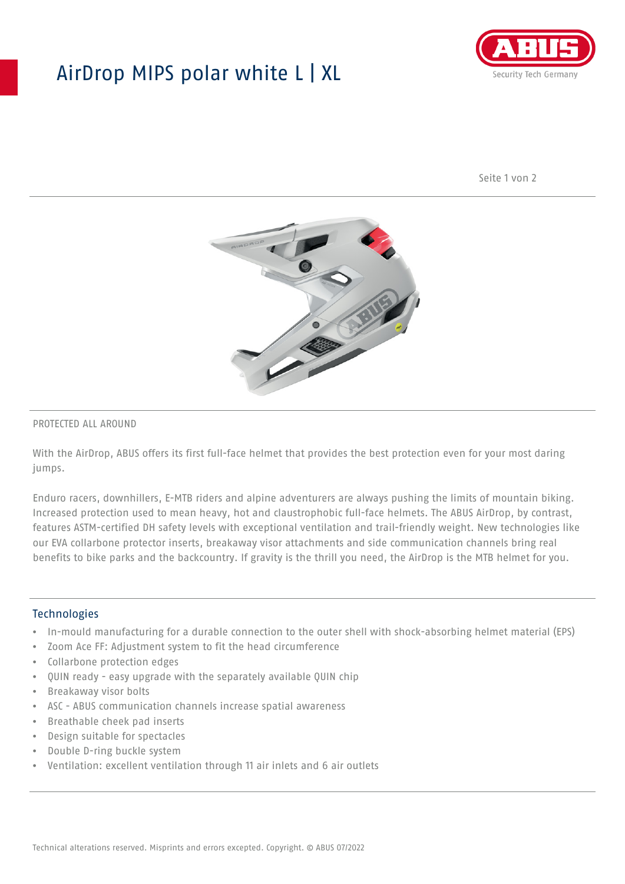# AirDrop MIPS polar white L | XL

PROTECTED ALL AROUND

With the AirDrop, ABUS offers its first full-face helmet that provides the best protection even for your most daring jumps.

Enduro racers, downhillers, E-MTB riders and alpine adventurers are always pushing the limits of mountain biking. Increased protection used to mean heavy, hot and claustrophobic full-face helmets. The ABUS AirDrop, by contrast, features ASTM-certified DH safety levels with exceptional ventilation and trail-friendly weight. New technologies like our EVA collarbone protector inserts, breakaway visor attachments and side communication channels bring real benefits to bike parks and the backcountry. If gravity is the thrill you need, the AirDrop is the MTB helmet for you.

## Technologies

- In-mould manufacturing for a durable connection to the outer shell with shock-absorbing helmet material (EPS)
- Zoom Ace FF: Adjustment system to fit the head circumference
- Collarbone protection edges
- QUIN ready - easy upgrade with the separately available QUIN chip
- Breakaway visor bolts
- ASC - ABUS communication channels increase spatial awareness
- Breathable cheek pad inserts
- Design suitable for spectacles
- Double D-ring buckle system
- Ventilation: excellent ventilation through 11 air inlets and 6 air outlets

Technical alterations reserved. Misprints and errors excepted. Copyright. © ABUS 07/2022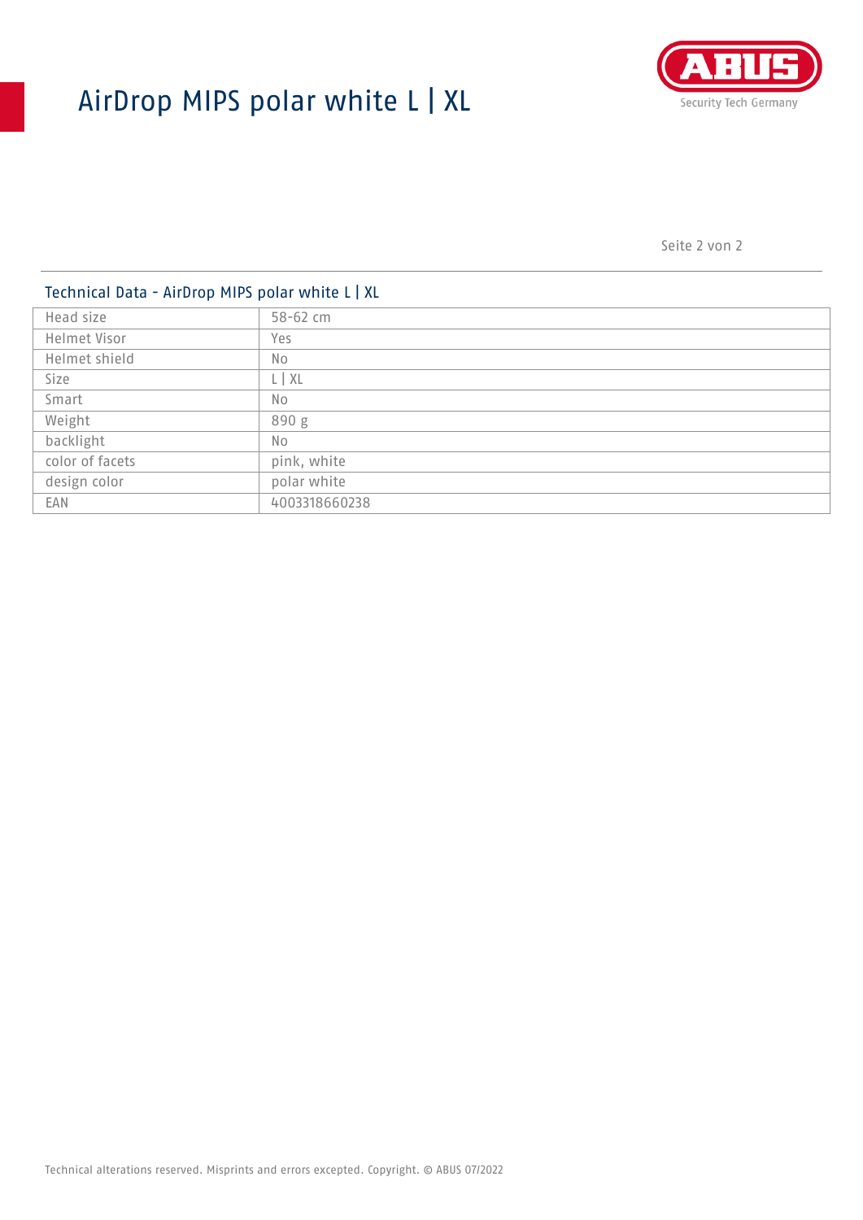# AirDrop MIPS polar white L | XL

## Technical Data - AirDrop MIPS polar white L | XL

| | |
|---|---|
| Head size | 58-62 cm |
| Helmet Visor | Yes |
| Helmet shield | No |
| Size | L \| XL |
| Smart | No |
| Weight | 890 g |
| backlight | No |
| color of facets | pink, white |
| design color | polar white |
| EAN | 4003318660238 |

Technical alterations reserved. Misprints and errors excepted. Copyright. © ABUS 07/2022